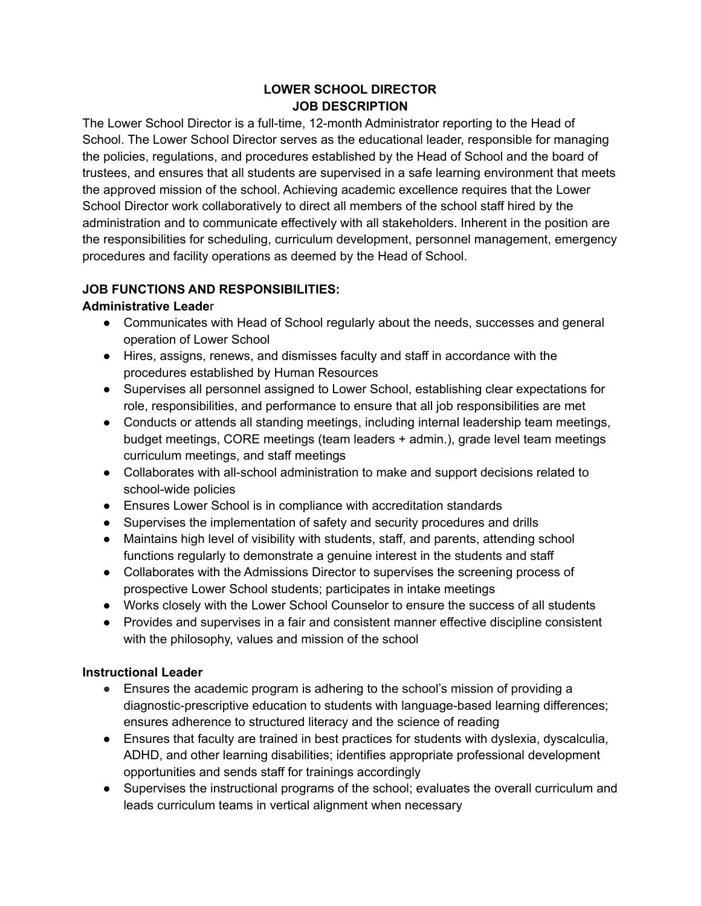# LOWER SCHOOL DIRECTOR
# JOB DESCRIPTION

The Lower School Director is a full-time, 12-month Administrator reporting to the Head of School. The Lower School Director serves as the educational leader, responsible for managing the policies, regulations, and procedures established by the Head of School and the board of trustees, and ensures that all students are supervised in a safe learning environment that meets the approved mission of the school. Achieving academic excellence requires that the Lower School Director work collaboratively to direct all members of the school staff hired by the administration and to communicate effectively with all stakeholders. Inherent in the position are the responsibilities for scheduling, curriculum development, personnel management, emergency procedures and facility operations as deemed by the Head of School.

## JOB FUNCTIONS AND RESPONSIBILITIES:

### Administrative Leader

- Communicates with Head of School regularly about the needs, successes and general operation of Lower School
- Hires, assigns, renews, and dismisses faculty and staff in accordance with the procedures established by Human Resources
- Supervises all personnel assigned to Lower School, establishing clear expectations for role, responsibilities, and performance to ensure that all job responsibilities are met
- Conducts or attends all standing meetings, including internal leadership team meetings, budget meetings, CORE meetings (team leaders + admin.), grade level team meetings curriculum meetings, and staff meetings
- Collaborates with all-school administration to make and support decisions related to school-wide policies
- Ensures Lower School is in compliance with accreditation standards
- Supervises the implementation of safety and security procedures and drills
- Maintains high level of visibility with students, staff, and parents, attending school functions regularly to demonstrate a genuine interest in the students and staff
- Collaborates with the Admissions Director to supervises the screening process of prospective Lower School students; participates in intake meetings
- Works closely with the Lower School Counselor to ensure the success of all students
- Provides and supervises in a fair and consistent manner effective discipline consistent with the philosophy, values and mission of the school

### Instructional Leader

- Ensures the academic program is adhering to the school's mission of providing a diagnostic-prescriptive education to students with language-based learning differences; ensures adherence to structured literacy and the science of reading
- Ensures that faculty are trained in best practices for students with dyslexia, dyscalculia, ADHD, and other learning disabilities; identifies appropriate professional development opportunities and sends staff for trainings accordingly
- Supervises the instructional programs of the school; evaluates the overall curriculum and leads curriculum teams in vertical alignment when necessary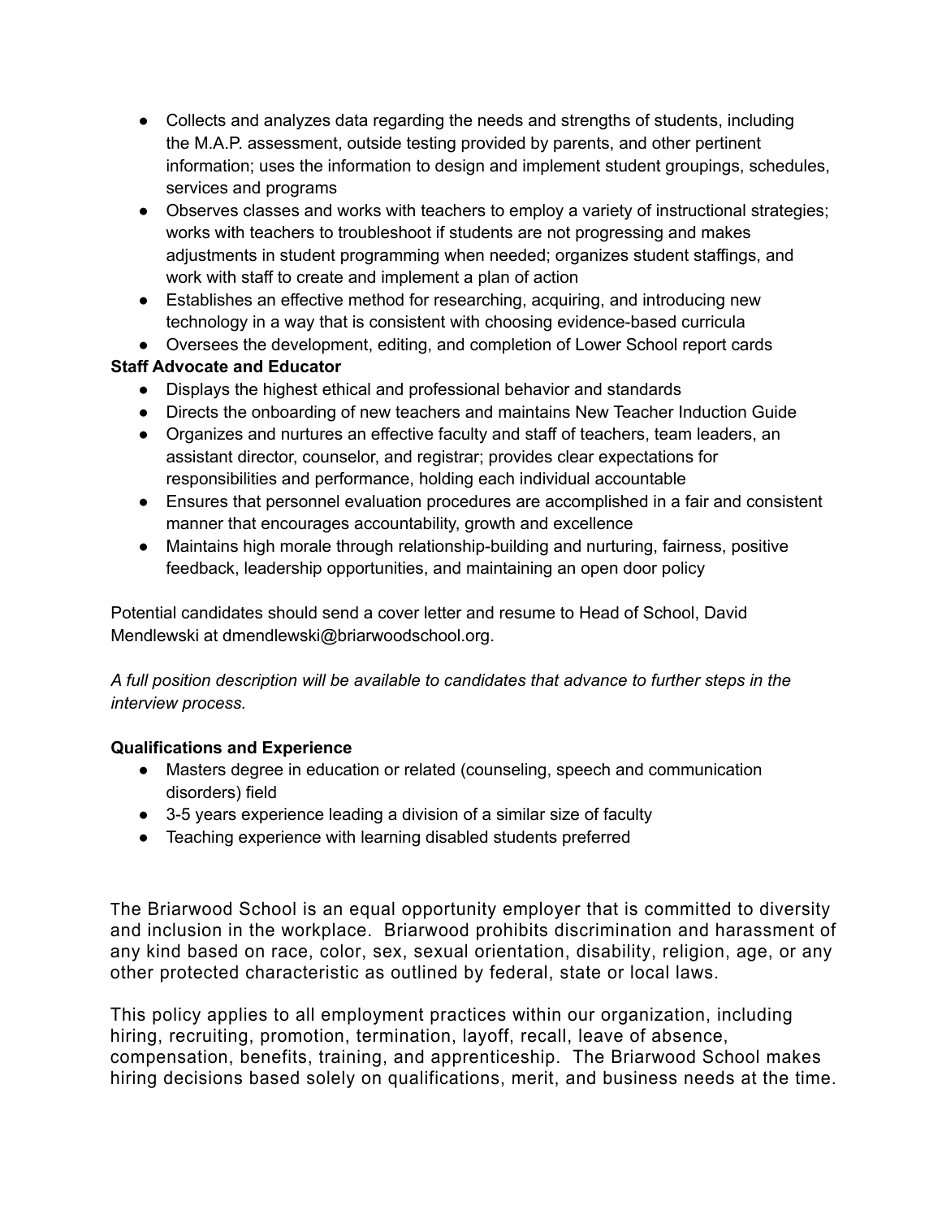- Collects and analyzes data regarding the needs and strengths of students, including the M.A.P. assessment, outside testing provided by parents, and other pertinent information; uses the information to design and implement student groupings, schedules, services and programs
- Observes classes and works with teachers to employ a variety of instructional strategies; works with teachers to troubleshoot if students are not progressing and makes adjustments in student programming when needed; organizes student staffings, and work with staff to create and implement a plan of action
- Establishes an effective method for researching, acquiring, and introducing new technology in a way that is consistent with choosing evidence-based curricula
- Oversees the development, editing, and completion of Lower School report cards

**Staff Advocate and Educator**

- Displays the highest ethical and professional behavior and standards
- Directs the onboarding of new teachers and maintains New Teacher Induction Guide
- Organizes and nurtures an effective faculty and staff of teachers, team leaders, an assistant director, counselor, and registrar; provides clear expectations for responsibilities and performance, holding each individual accountable
- Ensures that personnel evaluation procedures are accomplished in a fair and consistent manner that encourages accountability, growth and excellence
- Maintains high morale through relationship-building and nurturing, fairness, positive feedback, leadership opportunities, and maintaining an open door policy

Potential candidates should send a cover letter and resume to Head of School, David Mendlewski at dmendlewski@briarwoodschool.org.

*A full position description will be available to candidates that advance to further steps in the interview process.*

**Qualifications and Experience**

- Masters degree in education or related (counseling, speech and communication disorders) field
- 3-5 years experience leading a division of a similar size of faculty
- Teaching experience with learning disabled students preferred

The Briarwood School is an equal opportunity employer that is committed to diversity and inclusion in the workplace. Briarwood prohibits discrimination and harassment of any kind based on race, color, sex, sexual orientation, disability, religion, age, or any other protected characteristic as outlined by federal, state or local laws.

This policy applies to all employment practices within our organization, including hiring, recruiting, promotion, termination, layoff, recall, leave of absence, compensation, benefits, training, and apprenticeship. The Briarwood School makes hiring decisions based solely on qualifications, merit, and business needs at the time.